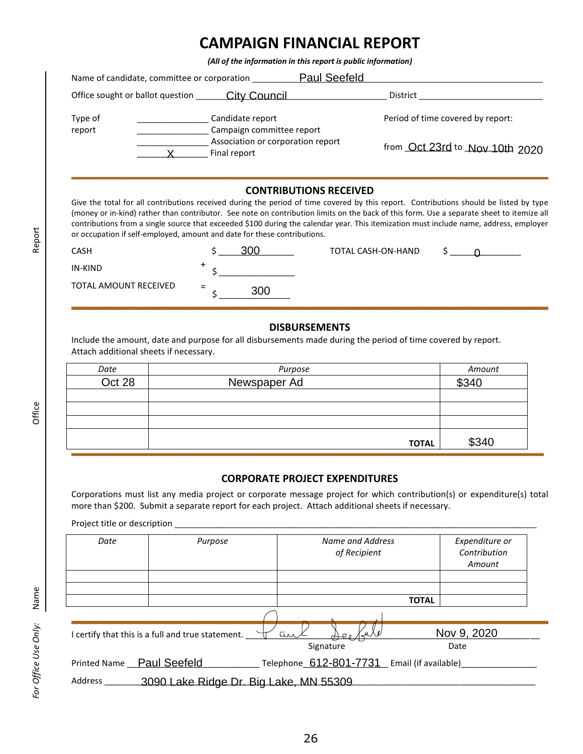# CAMPAIGN FINANCIAL REPORT

*(All of the information in this report is public information)*

Name of candidate, committee or corporation: Paul Seefeld

Office sought or ballot question: City Council  District: ______

Type of report:
- ______ Candidate report
- ______ Campaign committee report
- ______ Association or corporation report
- X Final report

Period of time covered by report: from Oct 23rd to Nov 10th 2020

## CONTRIBUTIONS RECEIVED

Give the total for all contributions received during the period of time covered by this report. Contributions should be listed by type (money or in-kind) rather than contributor. See note on contribution limits on the back of this form. Use a separate sheet to itemize all contributions from a single source that exceeded $100 during the calendar year. This itemization must include name, address, employer or occupation if self-employed, amount and date for these contributions.

CASH $ 300  TOTAL CASH-ON-HAND $ 0

IN-KIND + $ ______

TOTAL AMOUNT RECEIVED = $ 300

## DISBURSEMENTS

Include the amount, date and purpose for all disbursements made during the period of time covered by report. Attach additional sheets if necessary.

| *Date* | *Purpose* | *Amount* |
|---|---|---|
| Oct 28 | Newspaper Ad | $340 |
| | | |
| | | |
| | | |
| | **TOTAL** | $340 |

## CORPORATE PROJECT EXPENDITURES

Corporations must list any media project or corporate message project for which contribution(s) or expenditure(s) total more than $200. Submit a separate report for each project. Attach additional sheets if necessary.

Project title or description ______

| *Date* | *Purpose* | *Name and Address of Recipient* | *Expenditure or Contribution Amount* |
|---|---|---|---|
| | | | |
| | | | |
| | | **TOTAL** | |

I certify that this is a full and true statement. [Signature: Paul Seefeld]  Nov 9, 2020

Signature  Date

Printed Name: Paul Seefeld  Telephone: 612-801-7731  Email (if available) ______

Address: 3090 Lake Ridge Dr. Big Lake, MN 55309

*For Office Use Only:* Name / Office / Report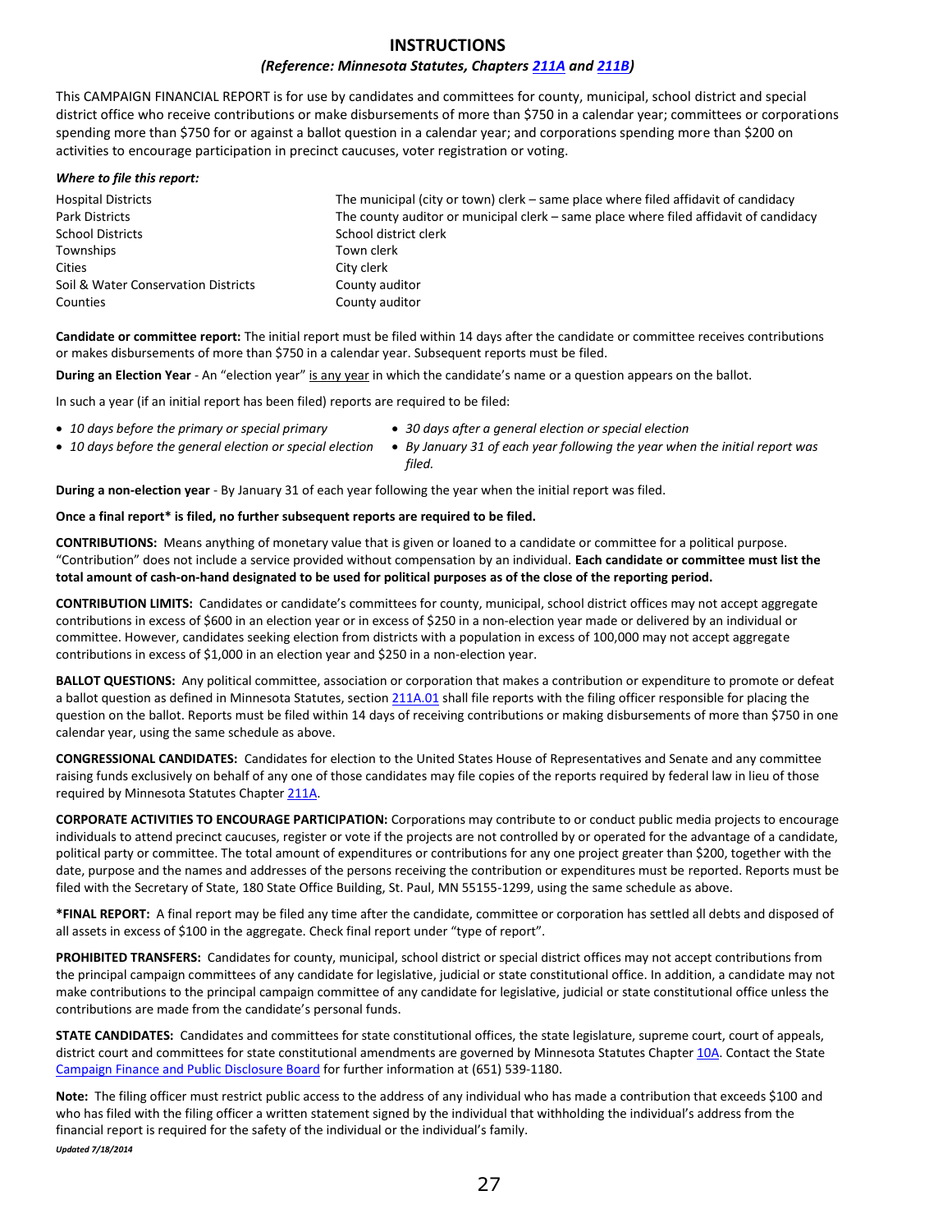# INSTRUCTIONS

***(Reference: Minnesota Statutes, Chapters 211A and 211B)***

This CAMPAIGN FINANCIAL REPORT is for use by candidates and committees for county, municipal, school district and special district office who receive contributions or make disbursements of more than $750 in a calendar year; committees or corporations spending more than $750 for or against a ballot question in a calendar year; and corporations spending more than $200 on activities to encourage participation in precinct caucuses, voter registration or voting.

***Where to file this report:***

| | |
|---|---|
| Hospital Districts | The municipal (city or town) clerk – same place where filed affidavit of candidacy |
| Park Districts | The county auditor or municipal clerk – same place where filed affidavit of candidacy |
| School Districts | School district clerk |
| Townships | Town clerk |
| Cities | City clerk |
| Soil & Water Conservation Districts | County auditor |
| Counties | County auditor |

**Candidate or committee report:** The initial report must be filed within 14 days after the candidate or committee receives contributions or makes disbursements of more than $750 in a calendar year. Subsequent reports must be filed.

**During an Election Year** - An "election year" is any year in which the candidate's name or a question appears on the ballot.

In such a year (if an initial report has been filed) reports are required to be filed:

- *10 days before the primary or special primary*
- *10 days before the general election or special election*
- *30 days after a general election or special election*
- *By January 31 of each year following the year when the initial report was filed.*

**During a non-election year** - By January 31 of each year following the year when the initial report was filed.

**Once a final report* is filed, no further subsequent reports are required to be filed.**

**CONTRIBUTIONS:** Means anything of monetary value that is given or loaned to a candidate or committee for a political purpose. "Contribution" does not include a service provided without compensation by an individual. **Each candidate or committee must list the total amount of cash-on-hand designated to be used for political purposes as of the close of the reporting period.**

**CONTRIBUTION LIMITS:** Candidates or candidate's committees for county, municipal, school district offices may not accept aggregate contributions in excess of $600 in an election year or in excess of $250 in a non-election year made or delivered by an individual or committee. However, candidates seeking election from districts with a population in excess of 100,000 may not accept aggregate contributions in excess of $1,000 in an election year and $250 in a non-election year.

**BALLOT QUESTIONS:** Any political committee, association or corporation that makes a contribution or expenditure to promote or defeat a ballot question as defined in Minnesota Statutes, section 211A.01 shall file reports with the filing officer responsible for placing the question on the ballot. Reports must be filed within 14 days of receiving contributions or making disbursements of more than $750 in one calendar year, using the same schedule as above.

**CONGRESSIONAL CANDIDATES:** Candidates for election to the United States House of Representatives and Senate and any committee raising funds exclusively on behalf of any one of those candidates may file copies of the reports required by federal law in lieu of those required by Minnesota Statutes Chapter 211A.

**CORPORATE ACTIVITIES TO ENCOURAGE PARTICIPATION:** Corporations may contribute to or conduct public media projects to encourage individuals to attend precinct caucuses, register or vote if the projects are not controlled by or operated for the advantage of a candidate, political party or committee. The total amount of expenditures or contributions for any one project greater than $200, together with the date, purpose and the names and addresses of the persons receiving the contribution or expenditures must be reported. Reports must be filed with the Secretary of State, 180 State Office Building, St. Paul, MN 55155-1299, using the same schedule as above.

***FINAL REPORT:** A final report may be filed any time after the candidate, committee or corporation has settled all debts and disposed of all assets in excess of $100 in the aggregate. Check final report under "type of report".

**PROHIBITED TRANSFERS:** Candidates for county, municipal, school district or special district offices may not accept contributions from the principal campaign committees of any candidate for legislative, judicial or state constitutional office. In addition, a candidate may not make contributions to the principal campaign committee of any candidate for legislative, judicial or state constitutional office unless the contributions are made from the candidate's personal funds.

**STATE CANDIDATES:** Candidates and committees for state constitutional offices, the state legislature, supreme court, court of appeals, district court and committees for state constitutional amendments are governed by Minnesota Statutes Chapter 10A. Contact the State Campaign Finance and Public Disclosure Board for further information at (651) 539-1180.

**Note:** The filing officer must restrict public access to the address of any individual who has made a contribution that exceeds $100 and who has filed with the filing officer a written statement signed by the individual that withholding the individual's address from the financial report is required for the safety of the individual or the individual's family.

***Updated 7/18/2014***